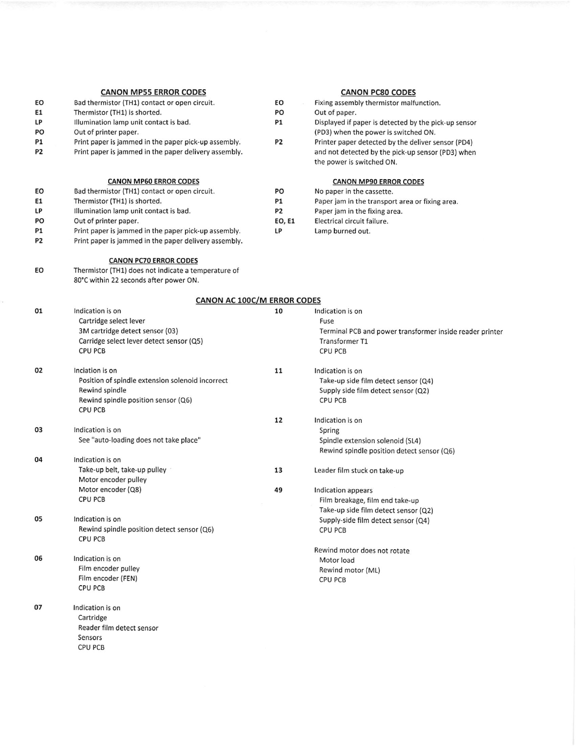## CANON MP55 ERROR CODES

| Code | Description |
|---|---|
| EO | Bad thermistor (TH1) contact or open circuit. |
| E1 | Thermistor (TH1) is shorted. |
| LP | Illumination lamp unit contact is bad. |
| PO | Out of printer paper. |
| P1 | Print paper is jammed in the paper pick-up assembly. |
| P2 | Print paper is jammed in the paper delivery assembly. |

## CANON MP60 ERROR CODES

| Code | Description |
|---|---|
| EO | Bad thermistor (TH1) contact or open circuit. |
| E1 | Thermistor (TH1) is shorted. |
| LP | Illumination lamp unit contact is bad. |
| PO | Out of printer paper. |
| P1 | Print paper is jammed in the paper pick-up assembly. |
| P2 | Print paper is jammed in the paper delivery assembly. |

## CANON PC70 ERROR CODES

| Code | Description |
|---|---|
| EO | Thermistor (TH1) does not indicate a temperature of 80°C within 22 seconds after power ON. |

## CANON PC80 CODES

| Code | Description |
|---|---|
| EO | Fixing assembly thermistor malfunction. |
| PO | Out of paper. |
| P1 | Displayed if paper is detected by the pick-up sensor (PD3) when the power is switched ON. |
| P2 | Printer paper detected by the deliver sensor (PD4) and not detected by the pick-up sensor (PD3) when the power is switched ON. |

## CANON MP90 ERROR CODES

| Code | Description |
|---|---|
| PO | No paper in the cassette. |
| P1 | Paper jam in the transport area or fixing area. |
| P2 | Paper jam in the fixing area. |
| EO, E1 | Electrical circuit failure. |
| LP | Lamp burned out. |

## CANON AC 100C/M ERROR CODES

**01** Indication is on
- Cartridge select lever
- 3M cartridge detect sensor (03)
- Carridge select lever detect sensor (Q5)
- CPU PCB

**02** Inciation is on
- Position of spindle extension solenoid incorrect
- Rewind spindle
- Rewind spindle position sensor (Q6)
- CPU PCB

**03** Indication is on
- See "auto-loading does not take place"

**04** Indication is on
- Take-up belt, take-up pulley
- Motor encoder pulley
- Motor encoder (Q8)
- CPU PCB

**05** Indication is on
- Rewind spindle position detect sensor (Q6)
- CPU PCB

**06** Indication is on
- Film encoder pulley
- Film encoder (FEN)
- CPU PCB

**07** Indication is on
- Cartridge
- Reader film detect sensor
- Sensors
- CPU PCB

**10** Indication is on
- Fuse
- Terminal PCB and power transformer inside reader printer
- Transformer T1
- CPU PCB

**11** Indication is on
- Take-up side film detect sensor (Q4)
- Supply side film detect sensor (Q2)
- CPU PCB

**12** Indication is on
- Spring
- Spindle extension solenoid (SL4)
- Rewind spindle position detect sensor (Q6)

**13** Leader film stuck on take-up

**49** Indication appears
- Film breakage, film end take-up
- Take-up side film detect sensor (Q2)
- Supply-side film detect sensor (Q4)
- CPU PCB

Rewind motor does not rotate
- Motor load
- Rewind motor (ML)
- CPU PCB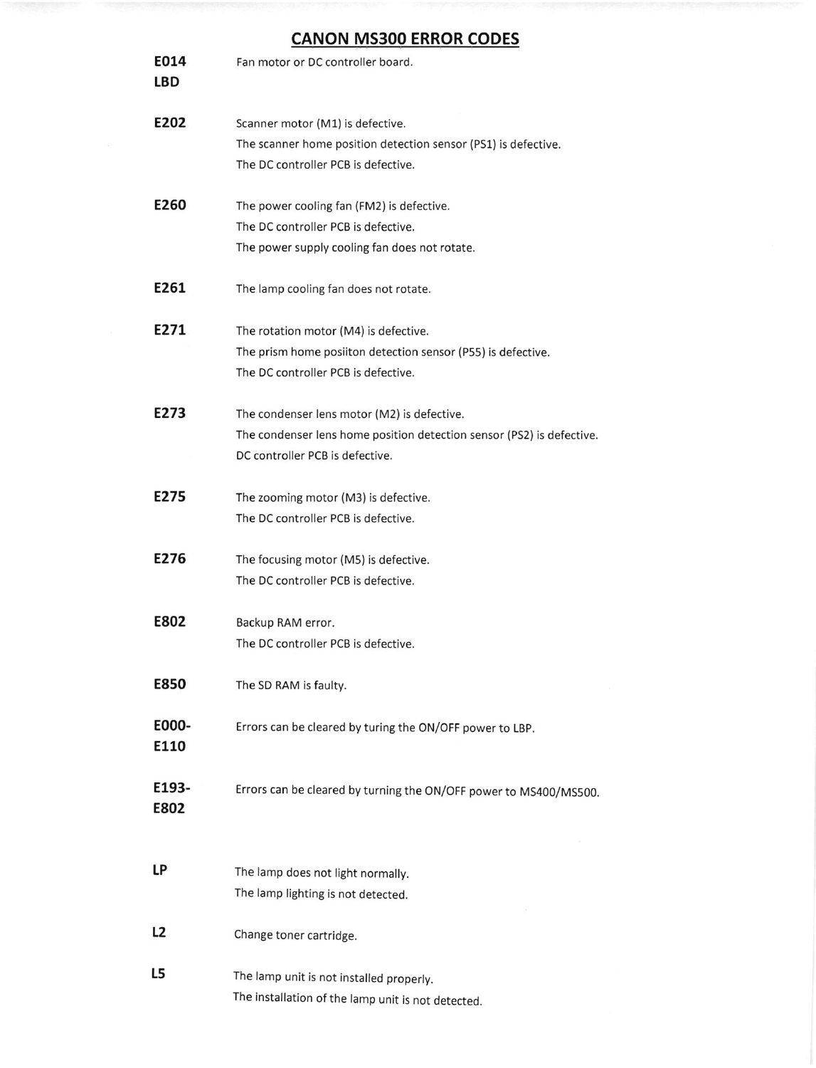# CANON MS300 ERROR CODES

| Code | Description |
|---|---|
| **E014 LBD** | Fan motor or DC controller board. |
| **E202** | Scanner motor (M1) is defective.<br>The scanner home position detection sensor (PS1) is defective.<br>The DC controller PCB is defective. |
| **E260** | The power cooling fan (FM2) is defective.<br>The DC controller PCB is defective.<br>The power supply cooling fan does not rotate. |
| **E261** | The lamp cooling fan does not rotate. |
| **E271** | The rotation motor (M4) is defective.<br>The prism home posiiton detection sensor (P55) is defective.<br>The DC controller PCB is defective. |
| **E273** | The condenser lens motor (M2) is defective.<br>The condenser lens home position detection sensor (PS2) is defective.<br>DC controller PCB is defective. |
| **E275** | The zooming motor (M3) is defective.<br>The DC controller PCB is defective. |
| **E276** | The focusing motor (M5) is defective.<br>The DC controller PCB is defective. |
| **E802** | Backup RAM error.<br>The DC controller PCB is defective. |
| **E850** | The SD RAM is faulty. |
| **E000-E110** | Errors can be cleared by turing the ON/OFF power to LBP. |
| **E193-E802** | Errors can be cleared by turning the ON/OFF power to MS400/MS500. |
| **LP** | The lamp does not light normally.<br>The lamp lighting is not detected. |
| **L2** | Change toner cartridge. |
| **L5** | The lamp unit is not installed properly.<br>The installation of the lamp unit is not detected. |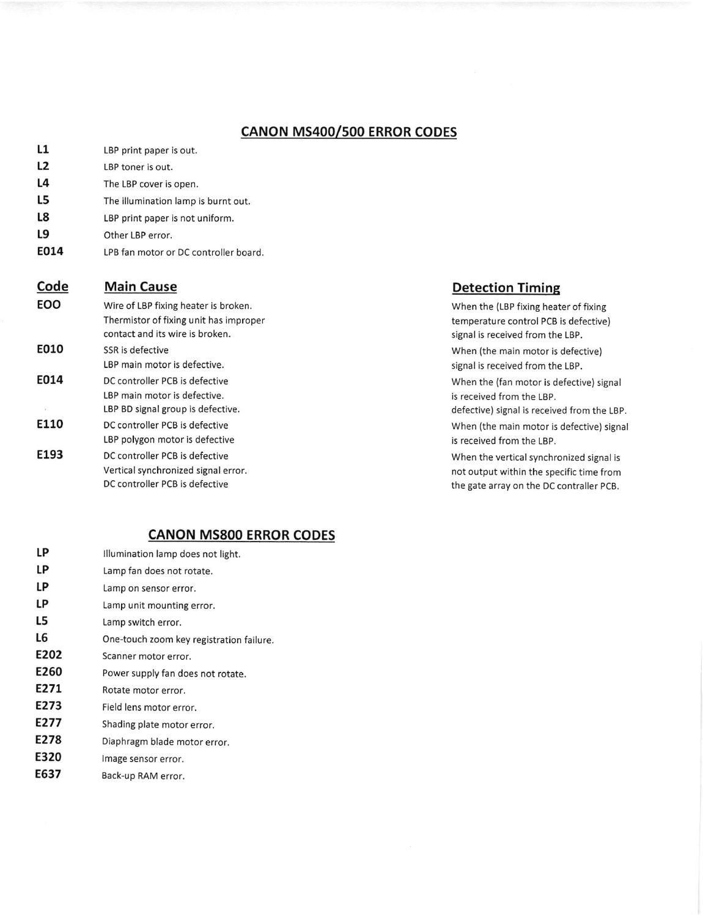## CANON MS400/500 ERROR CODES

| | |
|---|---|
| L1 | LBP print paper is out. |
| L2 | LBP toner is out. |
| L4 | The LBP cover is open. |
| L5 | The illumination lamp is burnt out. |
| L8 | LBP print paper is not uniform. |
| L9 | Other LBP error. |
| E014 | LPB fan motor or DC controller board. |

| Code | Main Cause | Detection Timing |
|---|---|---|
| EOO | Wire of LBP fixing heater is broken.<br>Thermistor of fixing unit has improper contact and its wire is broken. | When the (LBP fixing heater of fixing temperature control PCB is defective) signal is received from the LBP. |
| E010 | SSR is defective<br>LBP main motor is defective. | When (the main motor is defective) signal is received from the LBP. |
| E014 | DC controller PCB is defective<br>LBP main motor is defective.<br>LBP BD signal group is defective. | When the (fan motor is defective) signal is received from the LBP.<br>defective) signal is received from the LBP. |
| E110 | DC controller PCB is defective<br>LBP polygon motor is defective | When (the main motor is defective) signal is received from the LBP. |
| E193 | DC controller PCB is defective<br>Vertical synchronized signal error.<br>DC controller PCB is defective | When the vertical synchronized signal is not output within the specific time from the gate array on the DC contraller PCB. |

## CANON MS800 ERROR CODES

| | |
|---|---|
| LP | Illumination lamp does not light. |
| LP | Lamp fan does not rotate. |
| LP | Lamp on sensor error. |
| LP | Lamp unit mounting error. |
| L5 | Lamp switch error. |
| L6 | One-touch zoom key registration failure. |
| E202 | Scanner motor error. |
| E260 | Power supply fan does not rotate. |
| E271 | Rotate motor error. |
| E273 | Field lens motor error. |
| E277 | Shading plate motor error. |
| E278 | Diaphragm blade motor error. |
| E320 | Image sensor error. |
| E637 | Back-up RAM error. |